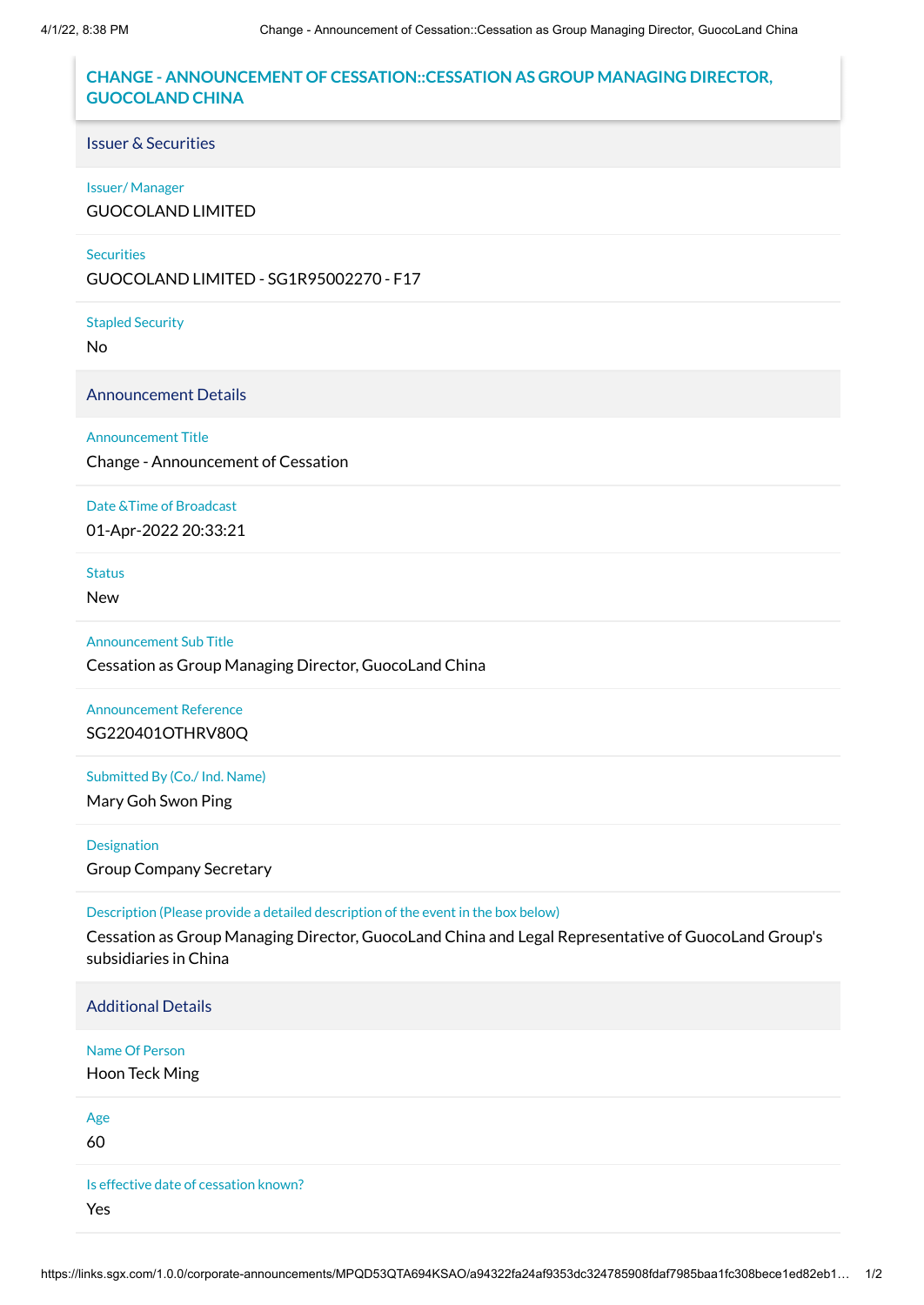# CHANGE - ANNOUNCEMENT OF CESSATION::CESSATION AS GROUP MANAGING DIRECTOR, GUOCOLAND CHINA

## Issuer & Securities

Issuer/ Manager

GUOCOLAND LIMITED

Securities

GUOCOLAND LIMITED - SG1R95002270 - F17

Stapled Security

No

## Announcement Details

Announcement Title

Change - Announcement of Cessation

Date &Time of Broadcast

01-Apr-2022 20:33:21

Status

New

Announcement Sub Title

Cessation as Group Managing Director, GuocoLand China

Announcement Reference

SG220401OTHRV80Q

Submitted By (Co./ Ind. Name)

Mary Goh Swon Ping

Designation

Group Company Secretary

Description (Please provide a detailed description of the event in the box below)

Cessation as Group Managing Director, GuocoLand China and Legal Representative of GuocoLand Group's subsidiaries in China

## Additional Details

Name Of Person

Hoon Teck Ming

Age

60

Is effective date of cessation known?

Yes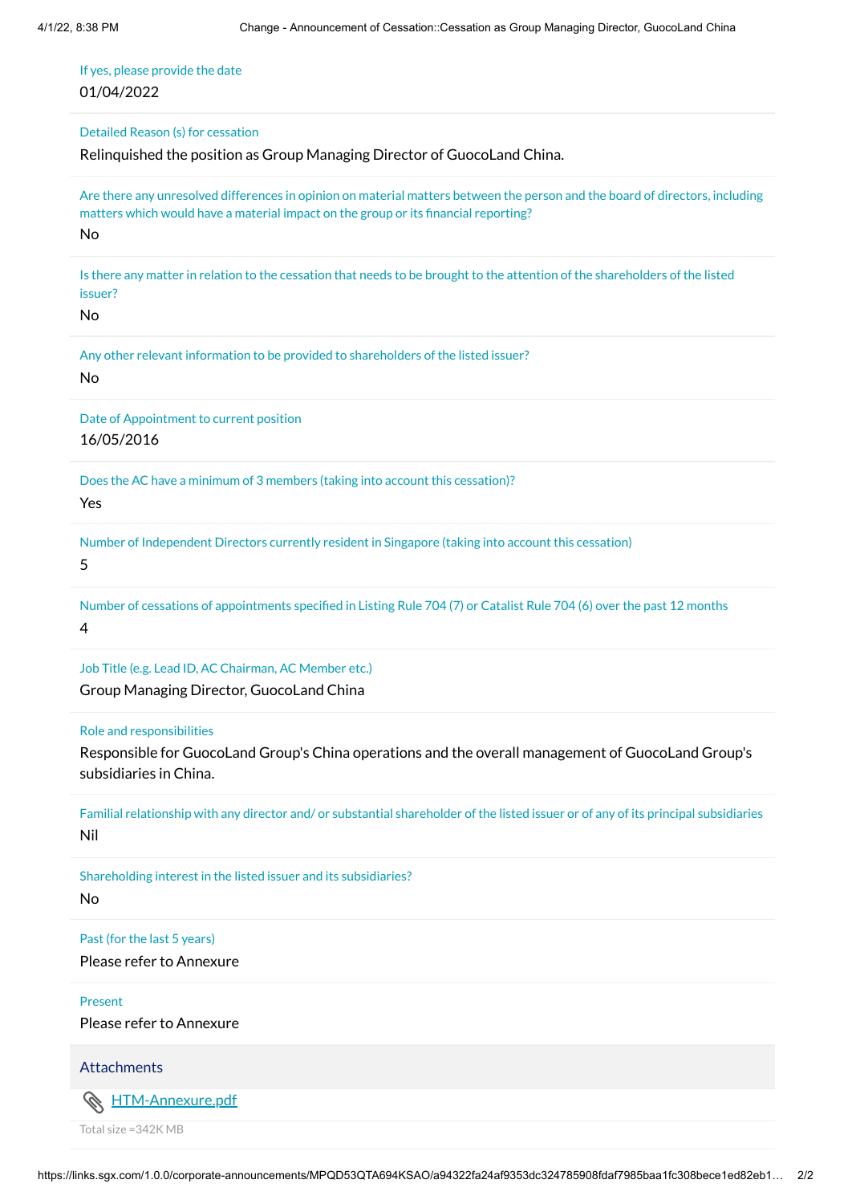If yes, please provide the date

01/04/2022

Detailed Reason (s) for cessation

Relinquished the position as Group Managing Director of GuocoLand China.

Are there any unresolved differences in opinion on material matters between the person and the board of directors, including matters which would have a material impact on the group or its financial reporting?

No

Is there any matter in relation to the cessation that needs to be brought to the attention of the shareholders of the listed issuer?

No

Any other relevant information to be provided to shareholders of the listed issuer?

No

Date of Appointment to current position

16/05/2016

Does the AC have a minimum of 3 members (taking into account this cessation)?

Yes

Number of Independent Directors currently resident in Singapore (taking into account this cessation)

5

Number of cessations of appointments specified in Listing Rule 704 (7) or Catalist Rule 704 (6) over the past 12 months

4

Job Title (e.g. Lead ID, AC Chairman, AC Member etc.)

Group Managing Director, GuocoLand China

Role and responsibilities

Responsible for GuocoLand Group's China operations and the overall management of GuocoLand Group's subsidiaries in China.

Familial relationship with any director and/ or substantial shareholder of the listed issuer or of any of its principal subsidiaries

Nil

Shareholding interest in the listed issuer and its subsidiaries?

No

Past (for the last 5 years)

Please refer to Annexure

Present

Please refer to Annexure

## Attachments

HTM-Annexure.pdf

Total size =342K MB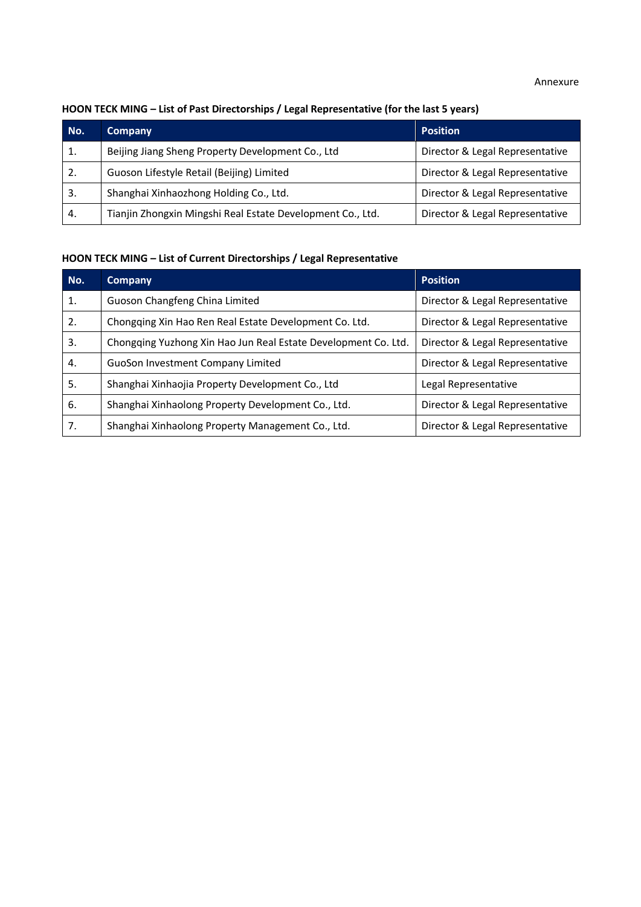Annexure

**HOON TECK MING – List of Past Directorships / Legal Representative (for the last 5 years)**

| No. | Company | Position |
|---|---|---|
| 1. | Beijing Jiang Sheng Property Development Co., Ltd | Director & Legal Representative |
| 2. | Guoson Lifestyle Retail (Beijing) Limited | Director & Legal Representative |
| 3. | Shanghai Xinhaozhong Holding Co., Ltd. | Director & Legal Representative |
| 4. | Tianjin Zhongxin Mingshi Real Estate Development Co., Ltd. | Director & Legal Representative |

**HOON TECK MING – List of Current Directorships / Legal Representative**

| No. | Company | Position |
|---|---|---|
| 1. | Guoson Changfeng China Limited | Director & Legal Representative |
| 2. | Chongqing Xin Hao Ren Real Estate Development Co. Ltd. | Director & Legal Representative |
| 3. | Chongqing Yuzhong Xin Hao Jun Real Estate Development Co. Ltd. | Director & Legal Representative |
| 4. | GuoSon Investment Company Limited | Director & Legal Representative |
| 5. | Shanghai Xinhaojia Property Development Co., Ltd | Legal Representative |
| 6. | Shanghai Xinhaolong Property Development Co., Ltd. | Director & Legal Representative |
| 7. | Shanghai Xinhaolong Property Management Co., Ltd. | Director & Legal Representative |